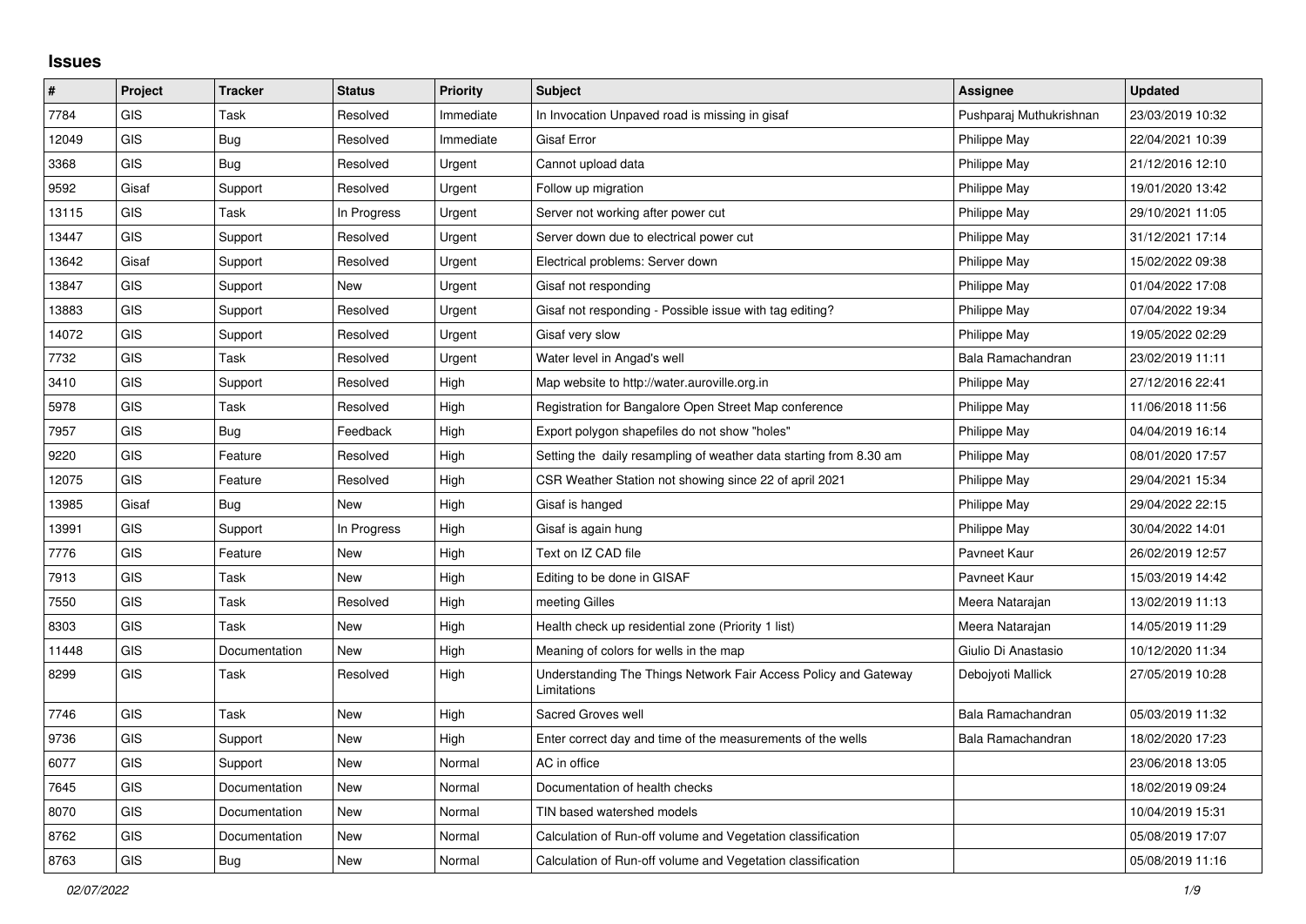## Issues

| # | Project | Tracker | Status | Priority | Subject | Assignee | Updated |
|---|---|---|---|---|---|---|---|
| 7784 | GIS | Task | Resolved | Immediate | In Invocation Unpaved road is missing in gisaf | Pushparaj Muthukrishnan | 23/03/2019 10:32 |
| 12049 | GIS | Bug | Resolved | Immediate | Gisaf Error | Philippe May | 22/04/2021 10:39 |
| 3368 | GIS | Bug | Resolved | Urgent | Cannot upload data | Philippe May | 21/12/2016 12:10 |
| 9592 | Gisaf | Support | Resolved | Urgent | Follow up migration | Philippe May | 19/01/2020 13:42 |
| 13115 | GIS | Task | In Progress | Urgent | Server not working after power cut | Philippe May | 29/10/2021 11:05 |
| 13447 | GIS | Support | Resolved | Urgent | Server down due to electrical power cut | Philippe May | 31/12/2021 17:14 |
| 13642 | Gisaf | Support | Resolved | Urgent | Electrical problems: Server down | Philippe May | 15/02/2022 09:38 |
| 13847 | GIS | Support | New | Urgent | Gisaf not responding | Philippe May | 01/04/2022 17:08 |
| 13883 | GIS | Support | Resolved | Urgent | Gisaf not responding - Possible issue with tag editing? | Philippe May | 07/04/2022 19:34 |
| 14072 | GIS | Support | Resolved | Urgent | Gisaf very slow | Philippe May | 19/05/2022 02:29 |
| 7732 | GIS | Task | Resolved | Urgent | Water level in Angad's well | Bala Ramachandran | 23/02/2019 11:11 |
| 3410 | GIS | Support | Resolved | High | Map website to http://water.auroville.org.in | Philippe May | 27/12/2016 22:41 |
| 5978 | GIS | Task | Resolved | High | Registration for Bangalore Open Street Map conference | Philippe May | 11/06/2018 11:56 |
| 7957 | GIS | Bug | Feedback | High | Export polygon shapefiles do not show "holes" | Philippe May | 04/04/2019 16:14 |
| 9220 | GIS | Feature | Resolved | High | Setting the daily resampling of weather data starting from 8.30 am | Philippe May | 08/01/2020 17:57 |
| 12075 | GIS | Feature | Resolved | High | CSR Weather Station not showing since 22 of april 2021 | Philippe May | 29/04/2021 15:34 |
| 13985 | Gisaf | Bug | New | High | Gisaf is hanged | Philippe May | 29/04/2022 22:15 |
| 13991 | GIS | Support | In Progress | High | Gisaf is again hung | Philippe May | 30/04/2022 14:01 |
| 7776 | GIS | Feature | New | High | Text on IZ CAD file | Pavneet Kaur | 26/02/2019 12:57 |
| 7913 | GIS | Task | New | High | Editing to be done in GISAF | Pavneet Kaur | 15/03/2019 14:42 |
| 7550 | GIS | Task | Resolved | High | meeting Gilles | Meera Natarajan | 13/02/2019 11:13 |
| 8303 | GIS | Task | New | High | Health check up residential zone (Priority 1 list) | Meera Natarajan | 14/05/2019 11:29 |
| 11448 | GIS | Documentation | New | High | Meaning of colors for wells in the map | Giulio Di Anastasio | 10/12/2020 11:34 |
| 8299 | GIS | Task | Resolved | High | Understanding The Things Network Fair Access Policy and Gateway Limitations | Debojyoti Mallick | 27/05/2019 10:28 |
| 7746 | GIS | Task | New | High | Sacred Groves well | Bala Ramachandran | 05/03/2019 11:32 |
| 9736 | GIS | Support | New | High | Enter correct day and time of the measurements of the wells | Bala Ramachandran | 18/02/2020 17:23 |
| 6077 | GIS | Support | New | Normal | AC in office | | 23/06/2018 13:05 |
| 7645 | GIS | Documentation | New | Normal | Documentation of health checks | | 18/02/2019 09:24 |
| 8070 | GIS | Documentation | New | Normal | TIN based watershed models | | 10/04/2019 15:31 |
| 8762 | GIS | Documentation | New | Normal | Calculation of Run-off volume and Vegetation classification | | 05/08/2019 17:07 |
| 8763 | GIS | Bug | New | Normal | Calculation of Run-off volume and Vegetation classification | | 05/08/2019 11:16 |

*02/07/2022*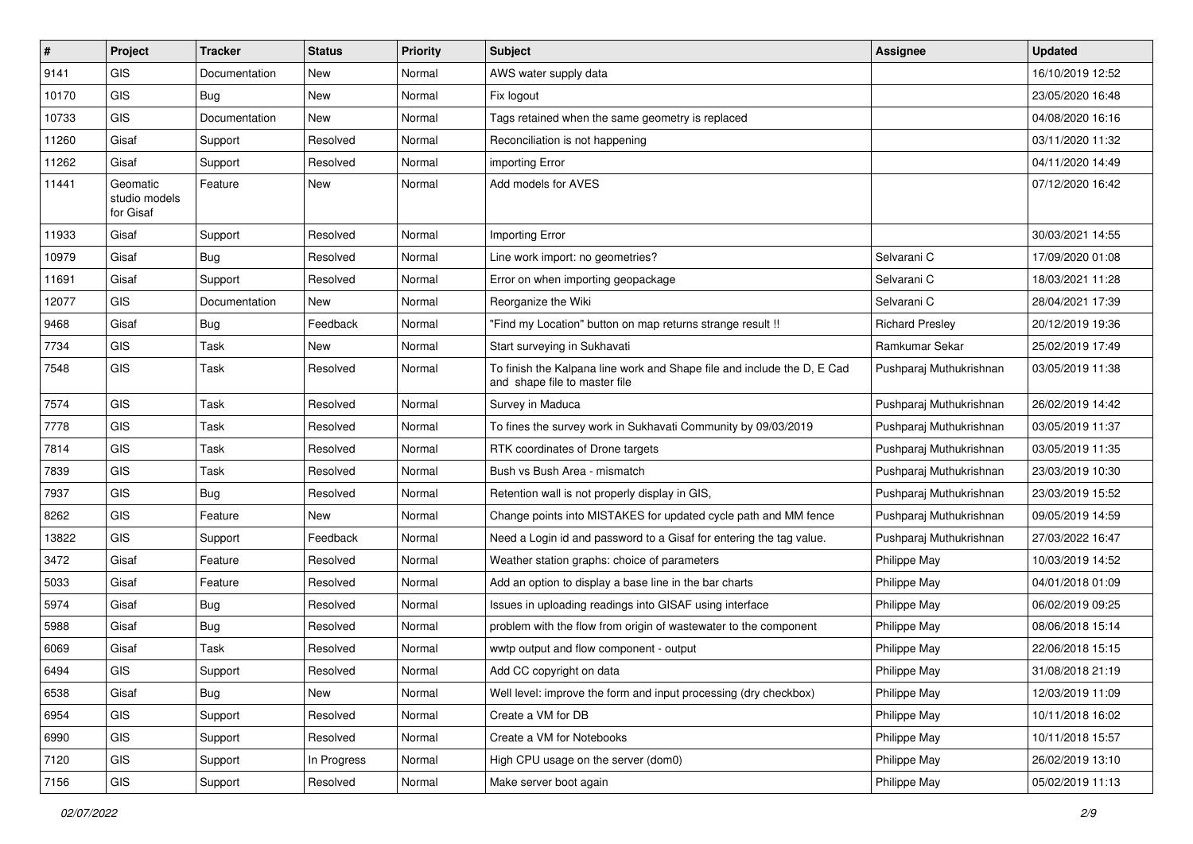| # | Project | Tracker | Status | Priority | Subject | Assignee | Updated |
|---|---|---|---|---|---|---|---|
| 9141 | GIS | Documentation | New | Normal | AWS water supply data | | 16/10/2019 12:52 |
| 10170 | GIS | Bug | New | Normal | Fix logout | | 23/05/2020 16:48 |
| 10733 | GIS | Documentation | New | Normal | Tags retained when the same geometry is replaced | | 04/08/2020 16:16 |
| 11260 | Gisaf | Support | Resolved | Normal | Reconciliation is not happening | | 03/11/2020 11:32 |
| 11262 | Gisaf | Support | Resolved | Normal | importing Error | | 04/11/2020 14:49 |
| 11441 | Geomatic studio models for Gisaf | Feature | New | Normal | Add models for AVES | | 07/12/2020 16:42 |
| 11933 | Gisaf | Support | Resolved | Normal | Importing Error | | 30/03/2021 14:55 |
| 10979 | Gisaf | Bug | Resolved | Normal | Line work import: no geometries? | Selvarani C | 17/09/2020 01:08 |
| 11691 | Gisaf | Support | Resolved | Normal | Error on when importing geopackage | Selvarani C | 18/03/2021 11:28 |
| 12077 | GIS | Documentation | New | Normal | Reorganize the Wiki | Selvarani C | 28/04/2021 17:39 |
| 9468 | Gisaf | Bug | Feedback | Normal | "Find my Location" button on map returns strange result !! | Richard Presley | 20/12/2019 19:36 |
| 7734 | GIS | Task | New | Normal | Start surveying in Sukhavati | Ramkumar Sekar | 25/02/2019 17:49 |
| 7548 | GIS | Task | Resolved | Normal | To finish the Kalpana line work and Shape file and include the D, E Cad and shape file to master file | Pushparaj Muthukrishnan | 03/05/2019 11:38 |
| 7574 | GIS | Task | Resolved | Normal | Survey in Maduca | Pushparaj Muthukrishnan | 26/02/2019 14:42 |
| 7778 | GIS | Task | Resolved | Normal | To fines the survey work in Sukhavati Community by 09/03/2019 | Pushparaj Muthukrishnan | 03/05/2019 11:37 |
| 7814 | GIS | Task | Resolved | Normal | RTK coordinates of Drone targets | Pushparaj Muthukrishnan | 03/05/2019 11:35 |
| 7839 | GIS | Task | Resolved | Normal | Bush vs Bush Area - mismatch | Pushparaj Muthukrishnan | 23/03/2019 10:30 |
| 7937 | GIS | Bug | Resolved | Normal | Retention wall is not properly display in GIS, | Pushparaj Muthukrishnan | 23/03/2019 15:52 |
| 8262 | GIS | Feature | New | Normal | Change points into MISTAKES for updated cycle path and MM fence | Pushparaj Muthukrishnan | 09/05/2019 14:59 |
| 13822 | GIS | Support | Feedback | Normal | Need a Login id and password to a Gisaf for entering the tag value. | Pushparaj Muthukrishnan | 27/03/2022 16:47 |
| 3472 | Gisaf | Feature | Resolved | Normal | Weather station graphs: choice of parameters | Philippe May | 10/03/2019 14:52 |
| 5033 | Gisaf | Feature | Resolved | Normal | Add an option to display a base line in the bar charts | Philippe May | 04/01/2018 01:09 |
| 5974 | Gisaf | Bug | Resolved | Normal | Issues in uploading readings into GISAF using interface | Philippe May | 06/02/2019 09:25 |
| 5988 | Gisaf | Bug | Resolved | Normal | problem with the flow from origin of wastewater to the component | Philippe May | 08/06/2018 15:14 |
| 6069 | Gisaf | Task | Resolved | Normal | wwtp output and flow component - output | Philippe May | 22/06/2018 15:15 |
| 6494 | GIS | Support | Resolved | Normal | Add CC copyright on data | Philippe May | 31/08/2018 21:19 |
| 6538 | Gisaf | Bug | New | Normal | Well level: improve the form and input processing (dry checkbox) | Philippe May | 12/03/2019 11:09 |
| 6954 | GIS | Support | Resolved | Normal | Create a VM for DB | Philippe May | 10/11/2018 16:02 |
| 6990 | GIS | Support | Resolved | Normal | Create a VM for Notebooks | Philippe May | 10/11/2018 15:57 |
| 7120 | GIS | Support | In Progress | Normal | High CPU usage on the server (dom0) | Philippe May | 26/02/2019 13:10 |
| 7156 | GIS | Support | Resolved | Normal | Make server boot again | Philippe May | 05/02/2019 11:13 |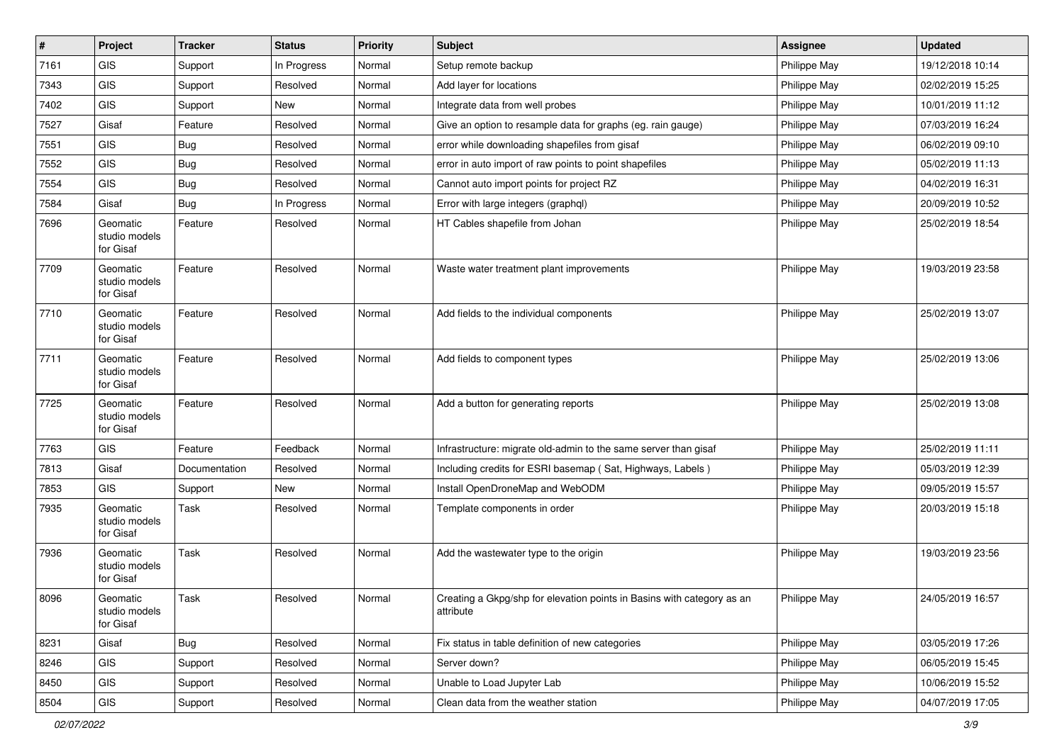| # | Project | Tracker | Status | Priority | Subject | Assignee | Updated |
|---|---|---|---|---|---|---|---|
| 7161 | GIS | Support | In Progress | Normal | Setup remote backup | Philippe May | 19/12/2018 10:14 |
| 7343 | GIS | Support | Resolved | Normal | Add layer for locations | Philippe May | 02/02/2019 15:25 |
| 7402 | GIS | Support | New | Normal | Integrate data from well probes | Philippe May | 10/01/2019 11:12 |
| 7527 | Gisaf | Feature | Resolved | Normal | Give an option to resample data for graphs (eg. rain gauge) | Philippe May | 07/03/2019 16:24 |
| 7551 | GIS | Bug | Resolved | Normal | error while downloading shapefiles from gisaf | Philippe May | 06/02/2019 09:10 |
| 7552 | GIS | Bug | Resolved | Normal | error in auto import of raw points to point shapefiles | Philippe May | 05/02/2019 11:13 |
| 7554 | GIS | Bug | Resolved | Normal | Cannot auto import points for project RZ | Philippe May | 04/02/2019 16:31 |
| 7584 | Gisaf | Bug | In Progress | Normal | Error with large integers (graphql) | Philippe May | 20/09/2019 10:52 |
| 7696 | Geomatic studio models for Gisaf | Feature | Resolved | Normal | HT Cables shapefile from Johan | Philippe May | 25/02/2019 18:54 |
| 7709 | Geomatic studio models for Gisaf | Feature | Resolved | Normal | Waste water treatment plant improvements | Philippe May | 19/03/2019 23:58 |
| 7710 | Geomatic studio models for Gisaf | Feature | Resolved | Normal | Add fields to the individual components | Philippe May | 25/02/2019 13:07 |
| 7711 | Geomatic studio models for Gisaf | Feature | Resolved | Normal | Add fields to component types | Philippe May | 25/02/2019 13:06 |
| 7725 | Geomatic studio models for Gisaf | Feature | Resolved | Normal | Add a button for generating reports | Philippe May | 25/02/2019 13:08 |
| 7763 | GIS | Feature | Feedback | Normal | Infrastructure: migrate old-admin to the same server than gisaf | Philippe May | 25/02/2019 11:11 |
| 7813 | Gisaf | Documentation | Resolved | Normal | Including credits for ESRI basemap ( Sat, Highways, Labels ) | Philippe May | 05/03/2019 12:39 |
| 7853 | GIS | Support | New | Normal | Install OpenDroneMap and WebODM | Philippe May | 09/05/2019 15:57 |
| 7935 | Geomatic studio models for Gisaf | Task | Resolved | Normal | Template components in order | Philippe May | 20/03/2019 15:18 |
| 7936 | Geomatic studio models for Gisaf | Task | Resolved | Normal | Add the wastewater type to the origin | Philippe May | 19/03/2019 23:56 |
| 8096 | Geomatic studio models for Gisaf | Task | Resolved | Normal | Creating a Gkpg/shp for elevation points in Basins with category as an attribute | Philippe May | 24/05/2019 16:57 |
| 8231 | Gisaf | Bug | Resolved | Normal | Fix status in table definition of new categories | Philippe May | 03/05/2019 17:26 |
| 8246 | GIS | Support | Resolved | Normal | Server down? | Philippe May | 06/05/2019 15:45 |
| 8450 | GIS | Support | Resolved | Normal | Unable to Load Jupyter Lab | Philippe May | 10/06/2019 15:52 |
| 8504 | GIS | Support | Resolved | Normal | Clean data from the weather station | Philippe May | 04/07/2019 17:05 |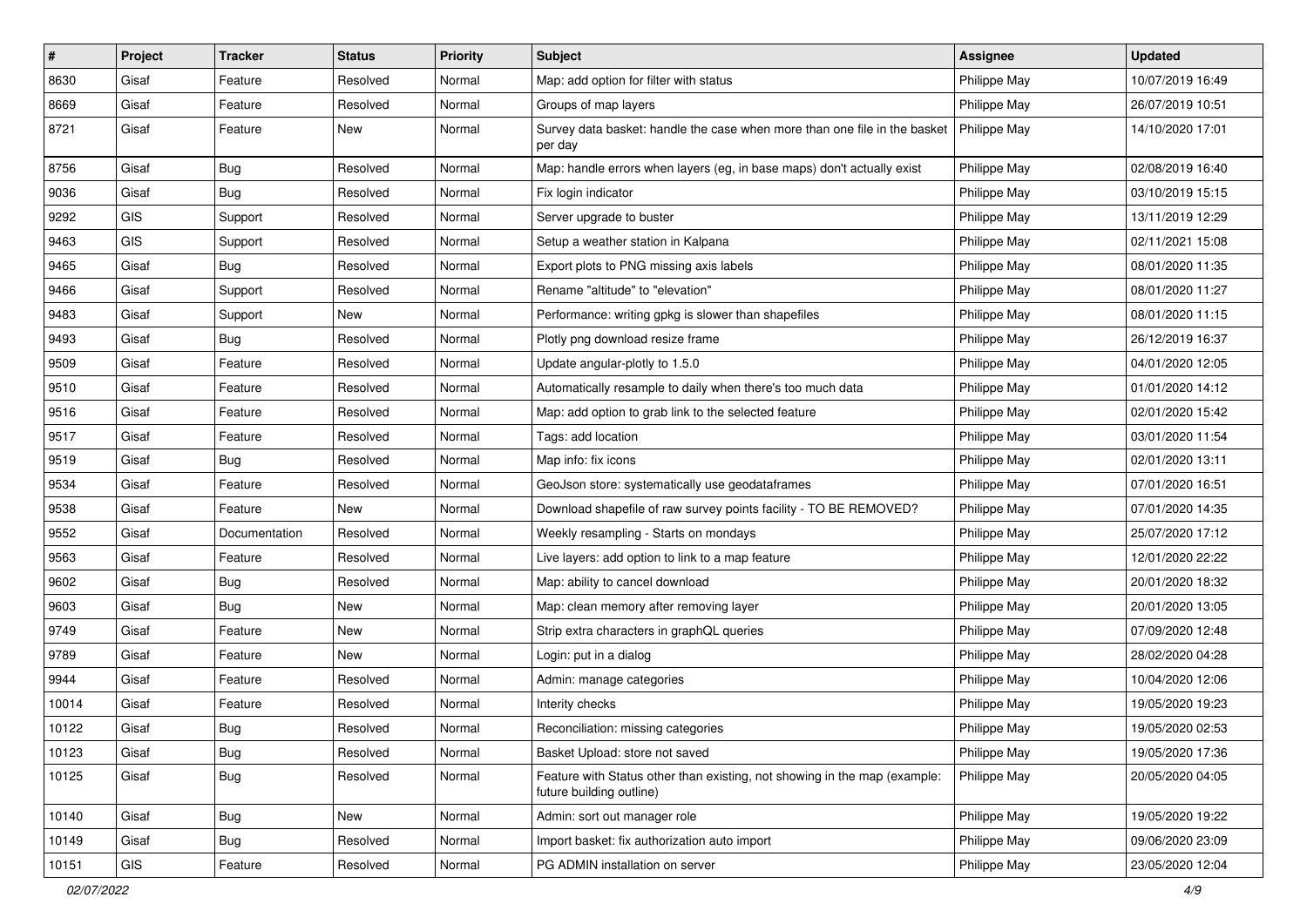| # | Project | Tracker | Status | Priority | Subject | Assignee | Updated |
| --- | --- | --- | --- | --- | --- | --- | --- |
| 8630 | Gisaf | Feature | Resolved | Normal | Map: add option for filter with status | Philippe May | 10/07/2019 16:49 |
| 8669 | Gisaf | Feature | Resolved | Normal | Groups of map layers | Philippe May | 26/07/2019 10:51 |
| 8721 | Gisaf | Feature | New | Normal | Survey data basket: handle the case when more than one file in the basket per day | Philippe May | 14/10/2020 17:01 |
| 8756 | Gisaf | Bug | Resolved | Normal | Map: handle errors when layers (eg, in base maps) don't actually exist | Philippe May | 02/08/2019 16:40 |
| 9036 | Gisaf | Bug | Resolved | Normal | Fix login indicator | Philippe May | 03/10/2019 15:15 |
| 9292 | GIS | Support | Resolved | Normal | Server upgrade to buster | Philippe May | 13/11/2019 12:29 |
| 9463 | GIS | Support | Resolved | Normal | Setup a weather station in Kalpana | Philippe May | 02/11/2021 15:08 |
| 9465 | Gisaf | Bug | Resolved | Normal | Export plots to PNG missing axis labels | Philippe May | 08/01/2020 11:35 |
| 9466 | Gisaf | Support | Resolved | Normal | Rename "altitude" to "elevation" | Philippe May | 08/01/2020 11:27 |
| 9483 | Gisaf | Support | New | Normal | Performance: writing gpkg is slower than shapefiles | Philippe May | 08/01/2020 11:15 |
| 9493 | Gisaf | Bug | Resolved | Normal | Plotly png download resize frame | Philippe May | 26/12/2019 16:37 |
| 9509 | Gisaf | Feature | Resolved | Normal | Update angular-plotly to 1.5.0 | Philippe May | 04/01/2020 12:05 |
| 9510 | Gisaf | Feature | Resolved | Normal | Automatically resample to daily when there's too much data | Philippe May | 01/01/2020 14:12 |
| 9516 | Gisaf | Feature | Resolved | Normal | Map: add option to grab link to the selected feature | Philippe May | 02/01/2020 15:42 |
| 9517 | Gisaf | Feature | Resolved | Normal | Tags: add location | Philippe May | 03/01/2020 11:54 |
| 9519 | Gisaf | Bug | Resolved | Normal | Map info: fix icons | Philippe May | 02/01/2020 13:11 |
| 9534 | Gisaf | Feature | Resolved | Normal | GeoJson store: systematically use geodataframes | Philippe May | 07/01/2020 16:51 |
| 9538 | Gisaf | Feature | New | Normal | Download shapefile of raw survey points facility - TO BE REMOVED? | Philippe May | 07/01/2020 14:35 |
| 9552 | Gisaf | Documentation | Resolved | Normal | Weekly resampling - Starts on mondays | Philippe May | 25/07/2020 17:12 |
| 9563 | Gisaf | Feature | Resolved | Normal | Live layers: add option to link to a map feature | Philippe May | 12/01/2020 22:22 |
| 9602 | Gisaf | Bug | Resolved | Normal | Map: ability to cancel download | Philippe May | 20/01/2020 18:32 |
| 9603 | Gisaf | Bug | New | Normal | Map: clean memory after removing layer | Philippe May | 20/01/2020 13:05 |
| 9749 | Gisaf | Feature | New | Normal | Strip extra characters in graphQL queries | Philippe May | 07/09/2020 12:48 |
| 9789 | Gisaf | Feature | New | Normal | Login: put in a dialog | Philippe May | 28/02/2020 04:28 |
| 9944 | Gisaf | Feature | Resolved | Normal | Admin: manage categories | Philippe May | 10/04/2020 12:06 |
| 10014 | Gisaf | Feature | Resolved | Normal | Interity checks | Philippe May | 19/05/2020 19:23 |
| 10122 | Gisaf | Bug | Resolved | Normal | Reconciliation: missing categories | Philippe May | 19/05/2020 02:53 |
| 10123 | Gisaf | Bug | Resolved | Normal | Basket Upload: store not saved | Philippe May | 19/05/2020 17:36 |
| 10125 | Gisaf | Bug | Resolved | Normal | Feature with Status other than existing, not showing in the map (example: future building outline) | Philippe May | 20/05/2020 04:05 |
| 10140 | Gisaf | Bug | New | Normal | Admin: sort out manager role | Philippe May | 19/05/2020 19:22 |
| 10149 | Gisaf | Bug | Resolved | Normal | Import basket: fix authorization auto import | Philippe May | 09/06/2020 23:09 |
| 10151 | GIS | Feature | Resolved | Normal | PG ADMIN installation on server | Philippe May | 23/05/2020 12:04 |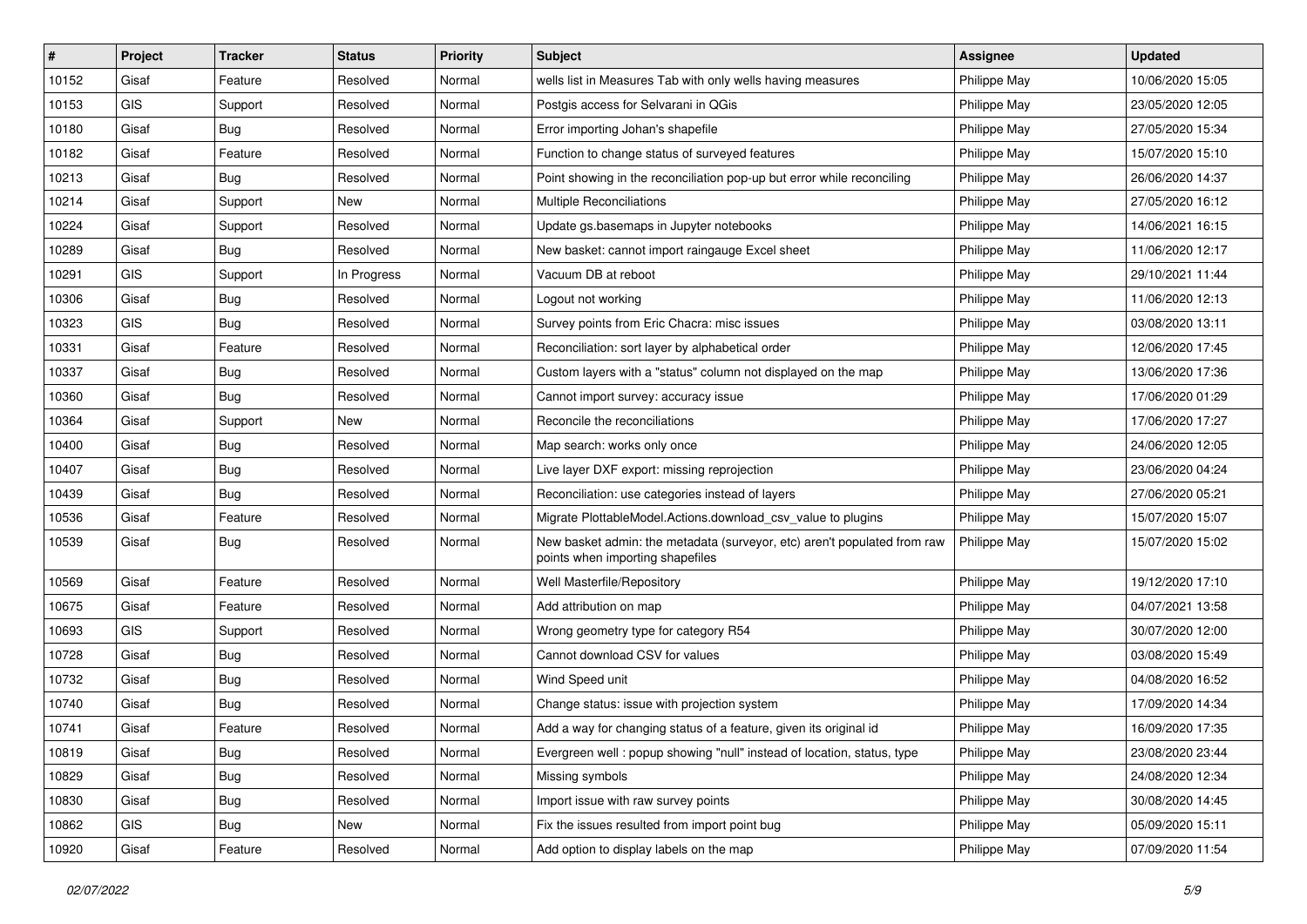| # | Project | Tracker | Status | Priority | Subject | Assignee | Updated |
|---|---|---|---|---|---|---|---|
| 10152 | Gisaf | Feature | Resolved | Normal | wells list in Measures Tab with only wells having measures | Philippe May | 10/06/2020 15:05 |
| 10153 | GIS | Support | Resolved | Normal | Postgis access for Selvarani in QGis | Philippe May | 23/05/2020 12:05 |
| 10180 | Gisaf | Bug | Resolved | Normal | Error importing Johan's shapefile | Philippe May | 27/05/2020 15:34 |
| 10182 | Gisaf | Feature | Resolved | Normal | Function to change status of surveyed features | Philippe May | 15/07/2020 15:10 |
| 10213 | Gisaf | Bug | Resolved | Normal | Point showing in the reconciliation pop-up but error while reconciling | Philippe May | 26/06/2020 14:37 |
| 10214 | Gisaf | Support | New | Normal | Multiple Reconciliations | Philippe May | 27/05/2020 16:12 |
| 10224 | Gisaf | Support | Resolved | Normal | Update gs.basemaps in Jupyter notebooks | Philippe May | 14/06/2021 16:15 |
| 10289 | Gisaf | Bug | Resolved | Normal | New basket: cannot import raingauge Excel sheet | Philippe May | 11/06/2020 12:17 |
| 10291 | GIS | Support | In Progress | Normal | Vacuum DB at reboot | Philippe May | 29/10/2021 11:44 |
| 10306 | Gisaf | Bug | Resolved | Normal | Logout not working | Philippe May | 11/06/2020 12:13 |
| 10323 | GIS | Bug | Resolved | Normal | Survey points from Eric Chacra: misc issues | Philippe May | 03/08/2020 13:11 |
| 10331 | Gisaf | Feature | Resolved | Normal | Reconciliation: sort layer by alphabetical order | Philippe May | 12/06/2020 17:45 |
| 10337 | Gisaf | Bug | Resolved | Normal | Custom layers with a "status" column not displayed on the map | Philippe May | 13/06/2020 17:36 |
| 10360 | Gisaf | Bug | Resolved | Normal | Cannot import survey: accuracy issue | Philippe May | 17/06/2020 01:29 |
| 10364 | Gisaf | Support | New | Normal | Reconcile the reconciliations | Philippe May | 17/06/2020 17:27 |
| 10400 | Gisaf | Bug | Resolved | Normal | Map search: works only once | Philippe May | 24/06/2020 12:05 |
| 10407 | Gisaf | Bug | Resolved | Normal | Live layer DXF export: missing reprojection | Philippe May | 23/06/2020 04:24 |
| 10439 | Gisaf | Bug | Resolved | Normal | Reconciliation: use categories instead of layers | Philippe May | 27/06/2020 05:21 |
| 10536 | Gisaf | Feature | Resolved | Normal | Migrate PlottableModel.Actions.download_csv_value to plugins | Philippe May | 15/07/2020 15:07 |
| 10539 | Gisaf | Bug | Resolved | Normal | New basket admin: the metadata (surveyor, etc) aren't populated from raw points when importing shapefiles | Philippe May | 15/07/2020 15:02 |
| 10569 | Gisaf | Feature | Resolved | Normal | Well Masterfile/Repository | Philippe May | 19/12/2020 17:10 |
| 10675 | Gisaf | Feature | Resolved | Normal | Add attribution on map | Philippe May | 04/07/2021 13:58 |
| 10693 | GIS | Support | Resolved | Normal | Wrong geometry type for category R54 | Philippe May | 30/07/2020 12:00 |
| 10728 | Gisaf | Bug | Resolved | Normal | Cannot download CSV for values | Philippe May | 03/08/2020 15:49 |
| 10732 | Gisaf | Bug | Resolved | Normal | Wind Speed unit | Philippe May | 04/08/2020 16:52 |
| 10740 | Gisaf | Bug | Resolved | Normal | Change status: issue with projection system | Philippe May | 17/09/2020 14:34 |
| 10741 | Gisaf | Feature | Resolved | Normal | Add a way for changing status of a feature, given its original id | Philippe May | 16/09/2020 17:35 |
| 10819 | Gisaf | Bug | Resolved | Normal | Evergreen well : popup showing "null" instead of location, status, type | Philippe May | 23/08/2020 23:44 |
| 10829 | Gisaf | Bug | Resolved | Normal | Missing symbols | Philippe May | 24/08/2020 12:34 |
| 10830 | Gisaf | Bug | Resolved | Normal | Import issue with raw survey points | Philippe May | 30/08/2020 14:45 |
| 10862 | GIS | Bug | New | Normal | Fix the issues resulted from import point bug | Philippe May | 05/09/2020 15:11 |
| 10920 | Gisaf | Feature | Resolved | Normal | Add option to display labels on the map | Philippe May | 07/09/2020 11:54 |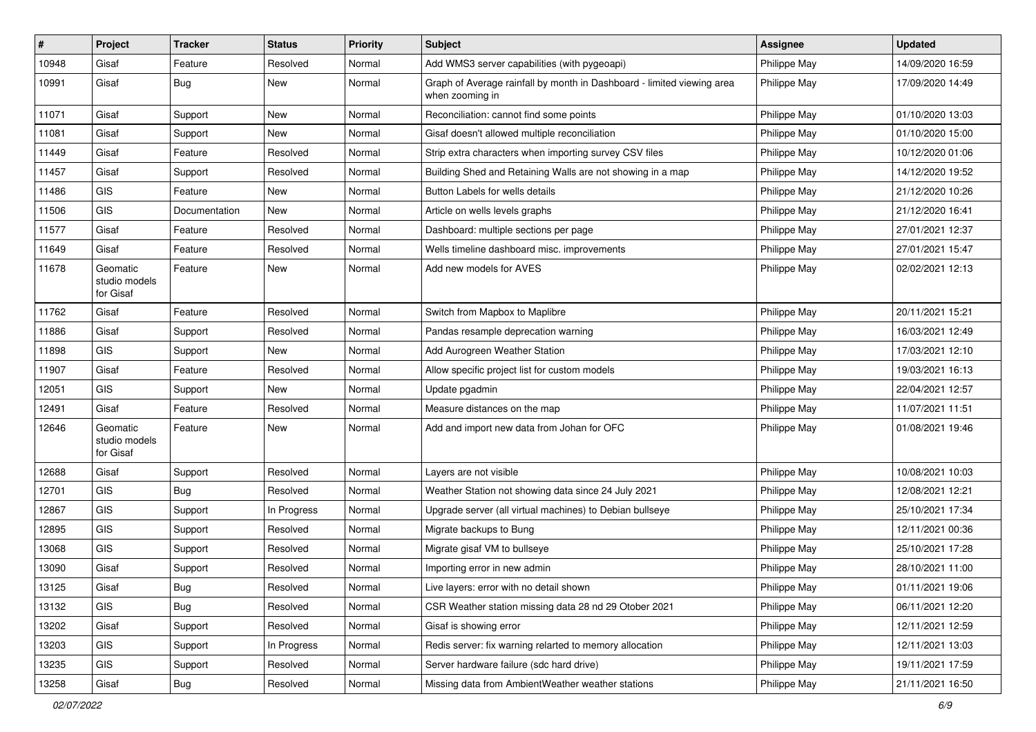| # | Project | Tracker | Status | Priority | Subject | Assignee | Updated |
|---|---|---|---|---|---|---|---|
| 10948 | Gisaf | Feature | Resolved | Normal | Add WMS3 server capabilities (with pygeoapi) | Philippe May | 14/09/2020 16:59 |
| 10991 | Gisaf | Bug | New | Normal | Graph of Average rainfall by month in Dashboard - limited viewing area when zooming in | Philippe May | 17/09/2020 14:49 |
| 11071 | Gisaf | Support | New | Normal | Reconciliation: cannot find some points | Philippe May | 01/10/2020 13:03 |
| 11081 | Gisaf | Support | New | Normal | Gisaf doesn't allowed multiple reconciliation | Philippe May | 01/10/2020 15:00 |
| 11449 | Gisaf | Feature | Resolved | Normal | Strip extra characters when importing survey CSV files | Philippe May | 10/12/2020 01:06 |
| 11457 | Gisaf | Support | Resolved | Normal | Building Shed and Retaining Walls are not showing in a map | Philippe May | 14/12/2020 19:52 |
| 11486 | GIS | Feature | New | Normal | Button Labels for wells details | Philippe May | 21/12/2020 10:26 |
| 11506 | GIS | Documentation | New | Normal | Article on wells levels graphs | Philippe May | 21/12/2020 16:41 |
| 11577 | Gisaf | Feature | Resolved | Normal | Dashboard: multiple sections per page | Philippe May | 27/01/2021 12:37 |
| 11649 | Gisaf | Feature | Resolved | Normal | Wells timeline dashboard misc. improvements | Philippe May | 27/01/2021 15:47 |
| 11678 | Geomatic studio models for Gisaf | Feature | New | Normal | Add new models for AVES | Philippe May | 02/02/2021 12:13 |
| 11762 | Gisaf | Feature | Resolved | Normal | Switch from Mapbox to Maplibre | Philippe May | 20/11/2021 15:21 |
| 11886 | Gisaf | Support | Resolved | Normal | Pandas resample deprecation warning | Philippe May | 16/03/2021 12:49 |
| 11898 | GIS | Support | New | Normal | Add Aurogreen Weather Station | Philippe May | 17/03/2021 12:10 |
| 11907 | Gisaf | Feature | Resolved | Normal | Allow specific project list for custom models | Philippe May | 19/03/2021 16:13 |
| 12051 | GIS | Support | New | Normal | Update pgadmin | Philippe May | 22/04/2021 12:57 |
| 12491 | Gisaf | Feature | Resolved | Normal | Measure distances on the map | Philippe May | 11/07/2021 11:51 |
| 12646 | Geomatic studio models for Gisaf | Feature | New | Normal | Add and import new data from Johan for OFC | Philippe May | 01/08/2021 19:46 |
| 12688 | Gisaf | Support | Resolved | Normal | Layers are not visible | Philippe May | 10/08/2021 10:03 |
| 12701 | GIS | Bug | Resolved | Normal | Weather Station not showing data since 24 July 2021 | Philippe May | 12/08/2021 12:21 |
| 12867 | GIS | Support | In Progress | Normal | Upgrade server (all virtual machines) to Debian bullseye | Philippe May | 25/10/2021 17:34 |
| 12895 | GIS | Support | Resolved | Normal | Migrate backups to Bung | Philippe May | 12/11/2021 00:36 |
| 13068 | GIS | Support | Resolved | Normal | Migrate gisaf VM to bullseye | Philippe May | 25/10/2021 17:28 |
| 13090 | Gisaf | Support | Resolved | Normal | Importing error in new admin | Philippe May | 28/10/2021 11:00 |
| 13125 | Gisaf | Bug | Resolved | Normal | Live layers: error with no detail shown | Philippe May | 01/11/2021 19:06 |
| 13132 | GIS | Bug | Resolved | Normal | CSR Weather station missing data 28 nd 29 Otober 2021 | Philippe May | 06/11/2021 12:20 |
| 13202 | Gisaf | Support | Resolved | Normal | Gisaf is showing error | Philippe May | 12/11/2021 12:59 |
| 13203 | GIS | Support | In Progress | Normal | Redis server: fix warning relarted to memory allocation | Philippe May | 12/11/2021 13:03 |
| 13235 | GIS | Support | Resolved | Normal | Server hardware failure (sdc hard drive) | Philippe May | 19/11/2021 17:59 |
| 13258 | Gisaf | Bug | Resolved | Normal | Missing data from AmbientWeather weather stations | Philippe May | 21/11/2021 16:50 |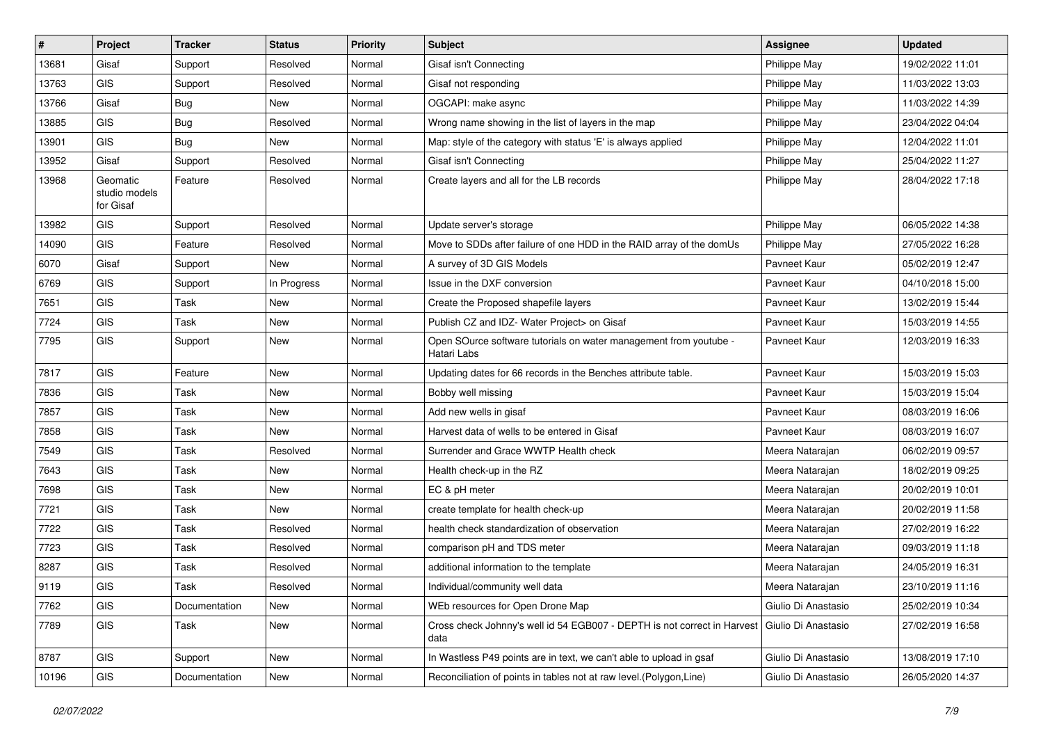| # | Project | Tracker | Status | Priority | Subject | Assignee | Updated |
|---|---|---|---|---|---|---|---|
| 13681 | Gisaf | Support | Resolved | Normal | Gisaf isn't Connecting | Philippe May | 19/02/2022 11:01 |
| 13763 | GIS | Support | Resolved | Normal | Gisaf not responding | Philippe May | 11/03/2022 13:03 |
| 13766 | Gisaf | Bug | New | Normal | OGCAPI: make async | Philippe May | 11/03/2022 14:39 |
| 13885 | GIS | Bug | Resolved | Normal | Wrong name showing in the list of layers in the map | Philippe May | 23/04/2022 04:04 |
| 13901 | GIS | Bug | New | Normal | Map: style of the category with status 'E' is always applied | Philippe May | 12/04/2022 11:01 |
| 13952 | Gisaf | Support | Resolved | Normal | Gisaf isn't Connecting | Philippe May | 25/04/2022 11:27 |
| 13968 | Geomatic studio models for Gisaf | Feature | Resolved | Normal | Create layers and all for the LB records | Philippe May | 28/04/2022 17:18 |
| 13982 | GIS | Support | Resolved | Normal | Update server's storage | Philippe May | 06/05/2022 14:38 |
| 14090 | GIS | Feature | Resolved | Normal | Move to SDDs after failure of one HDD in the RAID array of the domUs | Philippe May | 27/05/2022 16:28 |
| 6070 | Gisaf | Support | New | Normal | A survey of 3D GIS Models | Pavneet Kaur | 05/02/2019 12:47 |
| 6769 | GIS | Support | In Progress | Normal | Issue in the DXF conversion | Pavneet Kaur | 04/10/2018 15:00 |
| 7651 | GIS | Task | New | Normal | Create the Proposed shapefile layers | Pavneet Kaur | 13/02/2019 15:44 |
| 7724 | GIS | Task | New | Normal | Publish CZ and IDZ- Water Project> on Gisaf | Pavneet Kaur | 15/03/2019 14:55 |
| 7795 | GIS | Support | New | Normal | Open SOurce software tutorials on water management from youtube - Hatari Labs | Pavneet Kaur | 12/03/2019 16:33 |
| 7817 | GIS | Feature | New | Normal | Updating dates for 66 records in the Benches attribute table. | Pavneet Kaur | 15/03/2019 15:03 |
| 7836 | GIS | Task | New | Normal | Bobby well missing | Pavneet Kaur | 15/03/2019 15:04 |
| 7857 | GIS | Task | New | Normal | Add new wells in gisaf | Pavneet Kaur | 08/03/2019 16:06 |
| 7858 | GIS | Task | New | Normal | Harvest data of wells to be entered in Gisaf | Pavneet Kaur | 08/03/2019 16:07 |
| 7549 | GIS | Task | Resolved | Normal | Surrender and Grace WWTP Health check | Meera Natarajan | 06/02/2019 09:57 |
| 7643 | GIS | Task | New | Normal | Health check-up in the RZ | Meera Natarajan | 18/02/2019 09:25 |
| 7698 | GIS | Task | New | Normal | EC & pH meter | Meera Natarajan | 20/02/2019 10:01 |
| 7721 | GIS | Task | New | Normal | create template for health check-up | Meera Natarajan | 20/02/2019 11:58 |
| 7722 | GIS | Task | Resolved | Normal | health check standardization of observation | Meera Natarajan | 27/02/2019 16:22 |
| 7723 | GIS | Task | Resolved | Normal | comparison pH and TDS meter | Meera Natarajan | 09/03/2019 11:18 |
| 8287 | GIS | Task | Resolved | Normal | additional information to the template | Meera Natarajan | 24/05/2019 16:31 |
| 9119 | GIS | Task | Resolved | Normal | Individual/community well data | Meera Natarajan | 23/10/2019 11:16 |
| 7762 | GIS | Documentation | New | Normal | WEb resources for Open Drone Map | Giulio Di Anastasio | 25/02/2019 10:34 |
| 7789 | GIS | Task | New | Normal | Cross check Johnny's well id 54 EGB007 - DEPTH is not correct in Harvest data | Giulio Di Anastasio | 27/02/2019 16:58 |
| 8787 | GIS | Support | New | Normal | In Wastless P49 points are in text, we can't able to upload in gsaf | Giulio Di Anastasio | 13/08/2019 17:10 |
| 10196 | GIS | Documentation | New | Normal | Reconciliation of points in tables not at raw level.(Polygon,Line) | Giulio Di Anastasio | 26/05/2020 14:37 |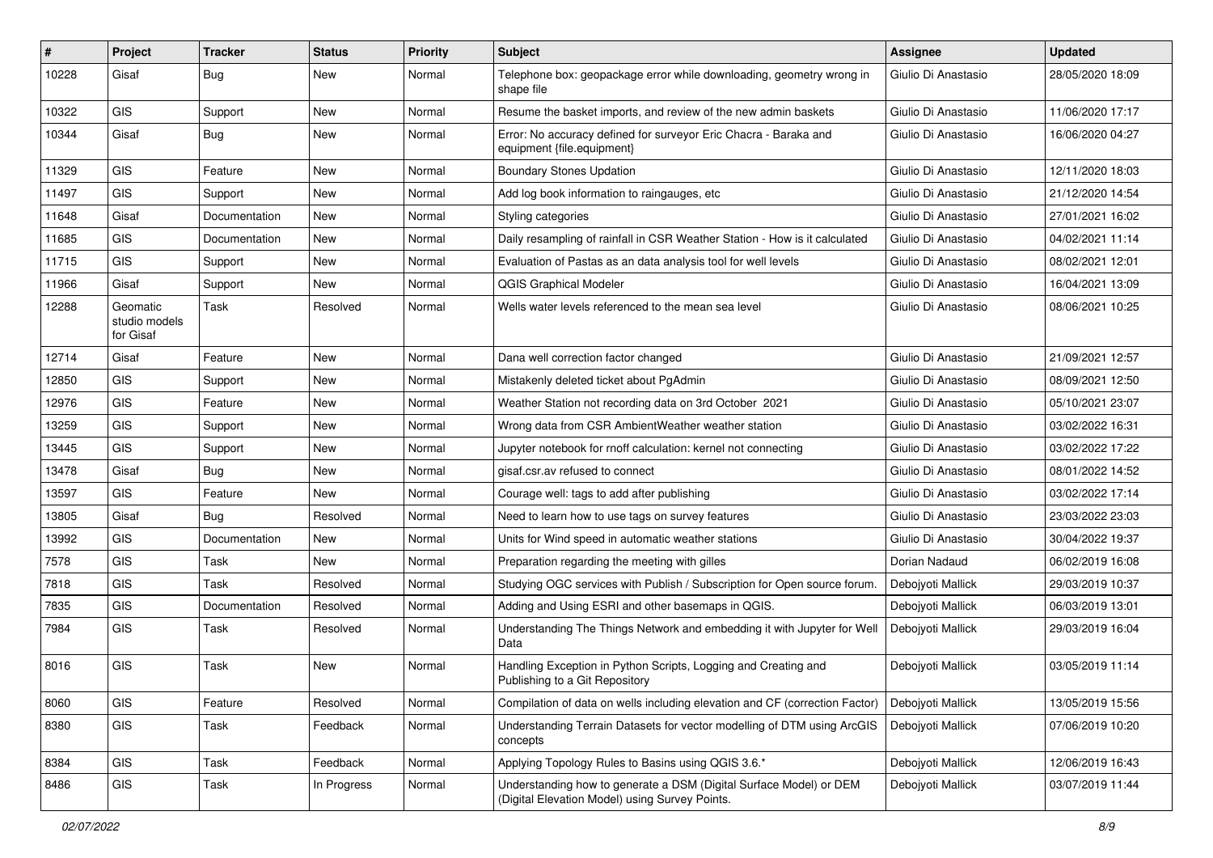| # | Project | Tracker | Status | Priority | Subject | Assignee | Updated |
|---|---|---|---|---|---|---|---|
| 10228 | Gisaf | Bug | New | Normal | Telephone box: geopackage error while downloading, geometry wrong in shape file | Giulio Di Anastasio | 28/05/2020 18:09 |
| 10322 | GIS | Support | New | Normal | Resume the basket imports, and review of the new admin baskets | Giulio Di Anastasio | 11/06/2020 17:17 |
| 10344 | Gisaf | Bug | New | Normal | Error: No accuracy defined for surveyor Eric Chacra - Baraka and equipment {file.equipment} | Giulio Di Anastasio | 16/06/2020 04:27 |
| 11329 | GIS | Feature | New | Normal | Boundary Stones Updation | Giulio Di Anastasio | 12/11/2020 18:03 |
| 11497 | GIS | Support | New | Normal | Add log book information to raingauges, etc | Giulio Di Anastasio | 21/12/2020 14:54 |
| 11648 | Gisaf | Documentation | New | Normal | Styling categories | Giulio Di Anastasio | 27/01/2021 16:02 |
| 11685 | GIS | Documentation | New | Normal | Daily resampling of rainfall in CSR Weather Station - How is it calculated | Giulio Di Anastasio | 04/02/2021 11:14 |
| 11715 | GIS | Support | New | Normal | Evaluation of Pastas as an data analysis tool for well levels | Giulio Di Anastasio | 08/02/2021 12:01 |
| 11966 | Gisaf | Support | New | Normal | QGIS Graphical Modeler | Giulio Di Anastasio | 16/04/2021 13:09 |
| 12288 | Geomatic studio models for Gisaf | Task | Resolved | Normal | Wells water levels referenced to the mean sea level | Giulio Di Anastasio | 08/06/2021 10:25 |
| 12714 | Gisaf | Feature | New | Normal | Dana well correction factor changed | Giulio Di Anastasio | 21/09/2021 12:57 |
| 12850 | GIS | Support | New | Normal | Mistakenly deleted ticket about PgAdmin | Giulio Di Anastasio | 08/09/2021 12:50 |
| 12976 | GIS | Feature | New | Normal | Weather Station not recording data on 3rd October 2021 | Giulio Di Anastasio | 05/10/2021 23:07 |
| 13259 | GIS | Support | New | Normal | Wrong data from CSR AmbientWeather weather station | Giulio Di Anastasio | 03/02/2022 16:31 |
| 13445 | GIS | Support | New | Normal | Jupyter notebook for rnoff calculation: kernel not connecting | Giulio Di Anastasio | 03/02/2022 17:22 |
| 13478 | Gisaf | Bug | New | Normal | gisaf.csr.av refused to connect | Giulio Di Anastasio | 08/01/2022 14:52 |
| 13597 | GIS | Feature | New | Normal | Courage well: tags to add after publishing | Giulio Di Anastasio | 03/02/2022 17:14 |
| 13805 | Gisaf | Bug | Resolved | Normal | Need to learn how to use tags on survey features | Giulio Di Anastasio | 23/03/2022 23:03 |
| 13992 | GIS | Documentation | New | Normal | Units for Wind speed in automatic weather stations | Giulio Di Anastasio | 30/04/2022 19:37 |
| 7578 | GIS | Task | New | Normal | Preparation regarding the meeting with gilles | Dorian Nadaud | 06/02/2019 16:08 |
| 7818 | GIS | Task | Resolved | Normal | Studying OGC services with Publish / Subscription for Open source forum. | Debojyoti Mallick | 29/03/2019 10:37 |
| 7835 | GIS | Documentation | Resolved | Normal | Adding and Using ESRI and other basemaps in QGIS. | Debojyoti Mallick | 06/03/2019 13:01 |
| 7984 | GIS | Task | Resolved | Normal | Understanding The Things Network and embedding it with Jupyter for Well Data | Debojyoti Mallick | 29/03/2019 16:04 |
| 8016 | GIS | Task | New | Normal | Handling Exception in Python Scripts, Logging and Creating and Publishing to a Git Repository | Debojyoti Mallick | 03/05/2019 11:14 |
| 8060 | GIS | Feature | Resolved | Normal | Compilation of data on wells including elevation and CF (correction Factor) | Debojyoti Mallick | 13/05/2019 15:56 |
| 8380 | GIS | Task | Feedback | Normal | Understanding Terrain Datasets for vector modelling of DTM using ArcGIS concepts | Debojyoti Mallick | 07/06/2019 10:20 |
| 8384 | GIS | Task | Feedback | Normal | Applying Topology Rules to Basins using QGIS 3.6.* | Debojyoti Mallick | 12/06/2019 16:43 |
| 8486 | GIS | Task | In Progress | Normal | Understanding how to generate a DSM (Digital Surface Model) or DEM (Digital Elevation Model) using Survey Points. | Debojyoti Mallick | 03/07/2019 11:44 |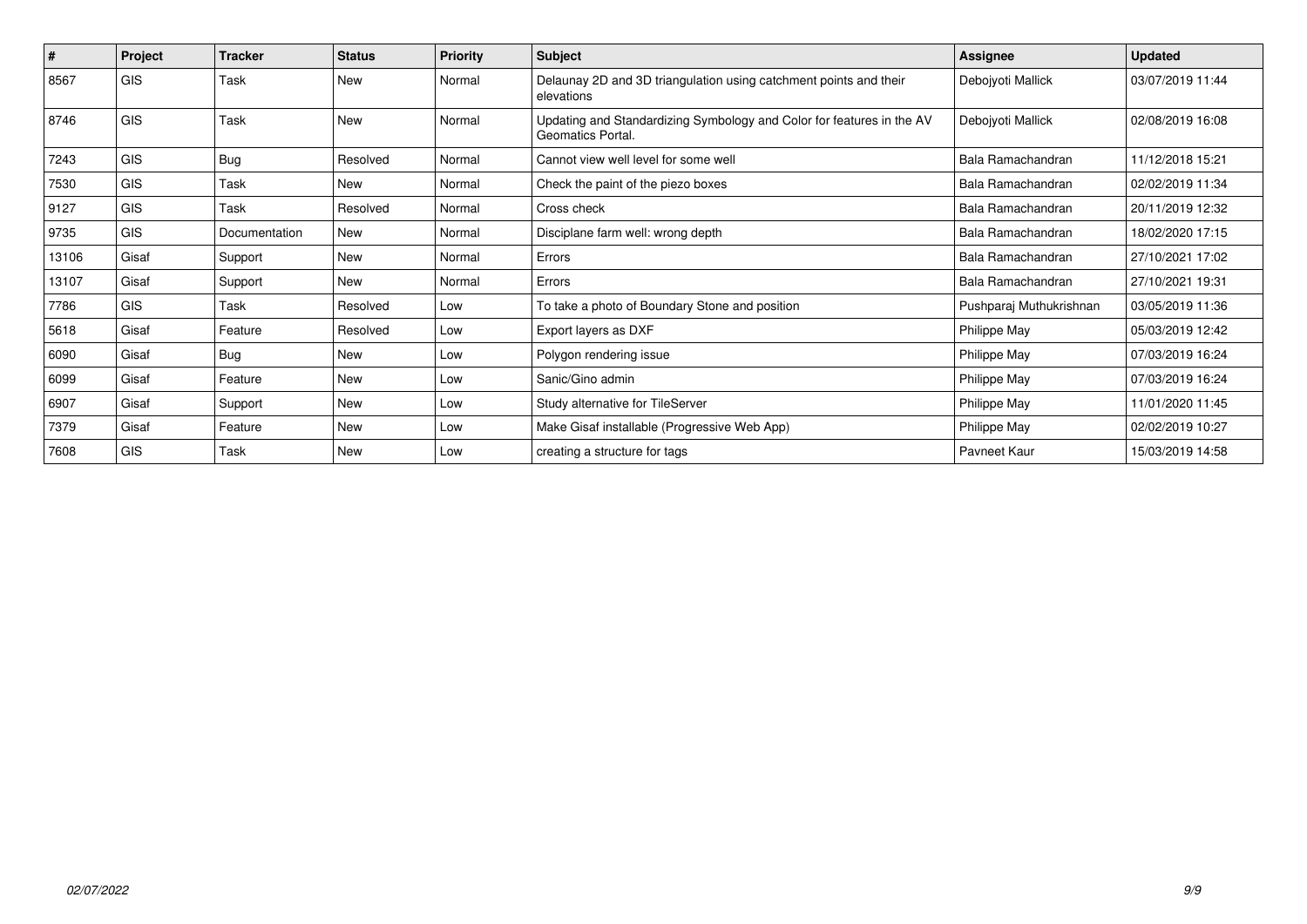| # | Project | Tracker | Status | Priority | Subject | Assignee | Updated |
|---|---|---|---|---|---|---|---|
| 8567 | GIS | Task | New | Normal | Delaunay 2D and 3D triangulation using catchment points and their elevations | Debojyoti Mallick | 03/07/2019 11:44 |
| 8746 | GIS | Task | New | Normal | Updating and Standardizing Symbology and Color for features in the AV Geomatics Portal. | Debojyoti Mallick | 02/08/2019 16:08 |
| 7243 | GIS | Bug | Resolved | Normal | Cannot view well level for some well | Bala Ramachandran | 11/12/2018 15:21 |
| 7530 | GIS | Task | New | Normal | Check the paint of the piezo boxes | Bala Ramachandran | 02/02/2019 11:34 |
| 9127 | GIS | Task | Resolved | Normal | Cross check | Bala Ramachandran | 20/11/2019 12:32 |
| 9735 | GIS | Documentation | New | Normal | Disciplane farm well: wrong depth | Bala Ramachandran | 18/02/2020 17:15 |
| 13106 | Gisaf | Support | New | Normal | Errors | Bala Ramachandran | 27/10/2021 17:02 |
| 13107 | Gisaf | Support | New | Normal | Errors | Bala Ramachandran | 27/10/2021 19:31 |
| 7786 | GIS | Task | Resolved | Low | To take a photo of Boundary Stone and position | Pushparaj Muthukrishnan | 03/05/2019 11:36 |
| 5618 | Gisaf | Feature | Resolved | Low | Export layers as DXF | Philippe May | 05/03/2019 12:42 |
| 6090 | Gisaf | Bug | New | Low | Polygon rendering issue | Philippe May | 07/03/2019 16:24 |
| 6099 | Gisaf | Feature | New | Low | Sanic/Gino admin | Philippe May | 07/03/2019 16:24 |
| 6907 | Gisaf | Support | New | Low | Study alternative for TileServer | Philippe May | 11/01/2020 11:45 |
| 7379 | Gisaf | Feature | New | Low | Make Gisaf installable (Progressive Web App) | Philippe May | 02/02/2019 10:27 |
| 7608 | GIS | Task | New | Low | creating a structure for tags | Pavneet Kaur | 15/03/2019 14:58 |